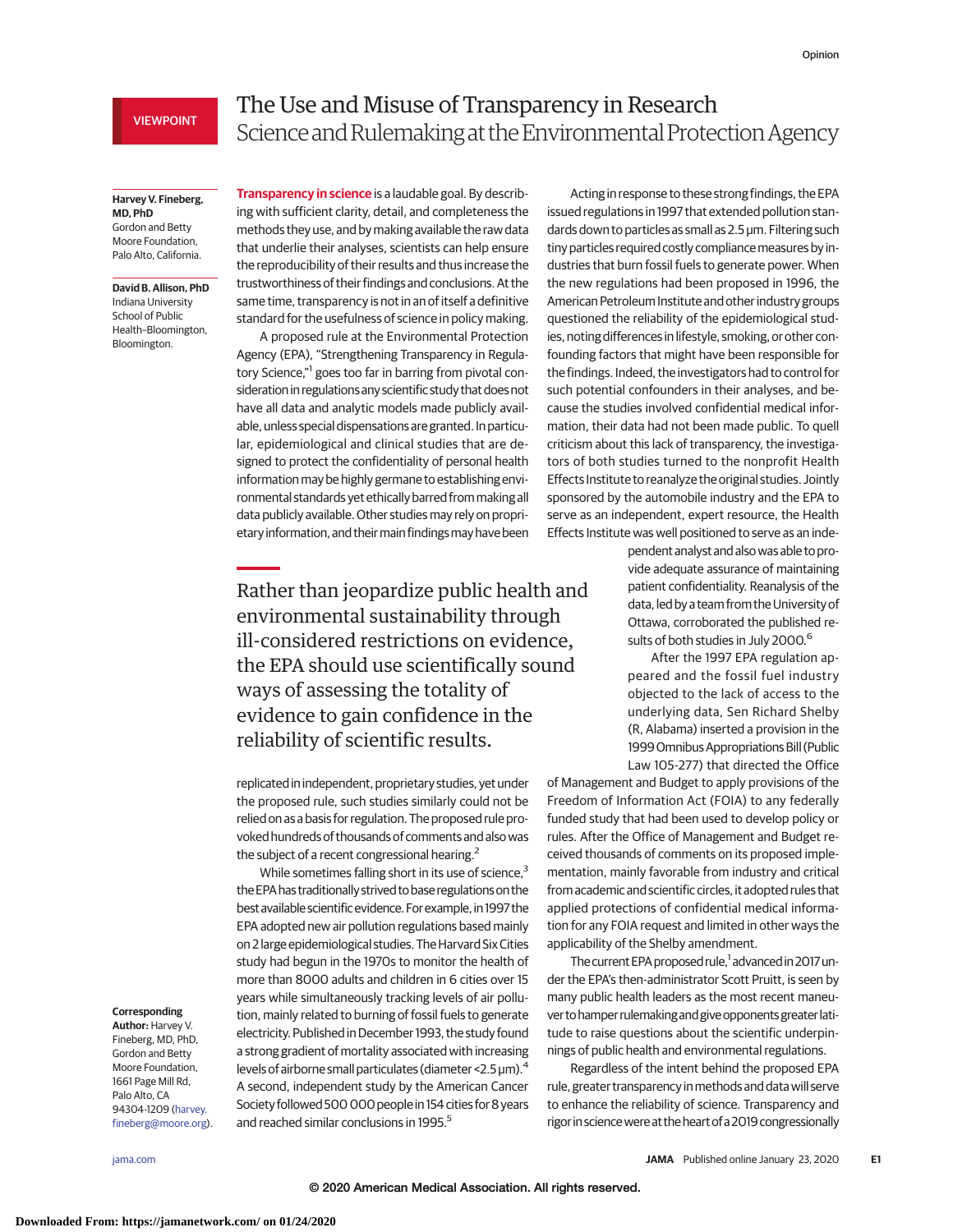VIEWPOINT

# The Use and Misuse of Transparency in Research

## Science and Rulemaking at the Environmental Protection Agency

**Harvey V. Fineberg, MD, PhD**
Gordon and Betty Moore Foundation, Palo Alto, California.

**David B. Allison, PhD**
Indiana University School of Public Health–Bloomington, Bloomington.

**Corresponding Author:** Harvey V. Fineberg, MD, PhD, Gordon and Betty Moore Foundation, 1661 Page Mill Rd, Palo Alto, CA 94304-1209 (harvey.fineberg@moore.org).

**Transparency in science** is a laudable goal. By describing with sufficient clarity, detail, and completeness the methods they use, and by making available the raw data that underlie their analyses, scientists can help ensure the reproducibility of their results and thus increase the trustworthiness of their findings and conclusions. At the same time, transparency is not in an of itself a definitive standard for the usefulness of science in policy making.

A proposed rule at the Environmental Protection Agency (EPA), "Strengthening Transparency in Regulatory Science,"[1] goes too far in barring from pivotal consideration in regulations any scientific study that does not have all data and analytic models made publicly available, unless special dispensations are granted. In particular, epidemiological and clinical studies that are designed to protect the confidentiality of personal health information may be highly germane to establishing environmental standards yet ethically barred from making all data publicly available. Other studies may rely on proprietary information, and their main findings may have been replicated in independent, proprietary studies, yet under the proposed rule, such studies similarly could not be relied on as a basis for regulation. The proposed rule provoked hundreds of thousands of comments and also was the subject of a recent congressional hearing.[2]

> Rather than jeopardize public health and environmental sustainability through ill-considered restrictions on evidence, the EPA should use scientifically sound ways of assessing the totality of evidence to gain confidence in the reliability of scientific results.

While sometimes falling short in its use of science,[3] the EPA has traditionally strived to base regulations on the best available scientific evidence. For example, in 1997 the EPA adopted new air pollution regulations based mainly on 2 large epidemiological studies. The Harvard Six Cities study had begun in the 1970s to monitor the health of more than 8000 adults and children in 6 cities over 15 years while simultaneously tracking levels of air pollution, mainly related to burning of fossil fuels to generate electricity. Published in December 1993, the study found a strong gradient of mortality associated with increasing levels of airborne small particulates (diameter <2.5 μm).[4] A second, independent study by the American Cancer Society followed 500 000 people in 154 cities for 8 years and reached similar conclusions in 1995.[5]

Acting in response to these strong findings, the EPA issued regulations in 1997 that extended pollution standards down to particles as small as 2.5 μm. Filtering such tiny particles required costly compliance measures by industries that burn fossil fuels to generate power. When the new regulations had been proposed in 1996, the American Petroleum Institute and other industry groups questioned the reliability of the epidemiological studies, noting differences in lifestyle, smoking, or other confounding factors that might have been responsible for the findings. Indeed, the investigators had to control for such potential confounders in their analyses, and because the studies involved confidential medical information, their data had not been made public. To quell criticism about this lack of transparency, the investigators of both studies turned to the nonprofit Health Effects Institute to reanalyze the original studies. Jointly sponsored by the automobile industry and the EPA to serve as an independent, expert resource, the Health Effects Institute was well positioned to serve as an independent analyst and also was able to provide adequate assurance of maintaining patient confidentiality. Reanalysis of the data, led by a team from the University of Ottawa, corroborated the published results of both studies in July 2000.[6]

After the 1997 EPA regulation appeared and the fossil fuel industry objected to the lack of access to the underlying data, Sen Richard Shelby (R, Alabama) inserted a provision in the 1999 Omnibus Appropriations Bill (Public Law 105-277) that directed the Office of Management and Budget to apply provisions of the Freedom of Information Act (FOIA) to any federally funded study that had been used to develop policy or rules. After the Office of Management and Budget received thousands of comments on its proposed implementation, mainly favorable from industry and critical from academic and scientific circles, it adopted rules that applied protections of confidential medical information for any FOIA request and limited in other ways the applicability of the Shelby amendment.

The current EPA proposed rule,[1] advanced in 2017 under the EPA's then-administrator Scott Pruitt, is seen by many public health leaders as the most recent maneuver to hamper rulemaking and give opponents greater latitude to raise questions about the scientific underpinnings of public health and environmental regulations.

Regardless of the intent behind the proposed EPA rule, greater transparency in methods and data will serve to enhance the reliability of science. Transparency and rigor in science were at the heart of a 2019 congressionally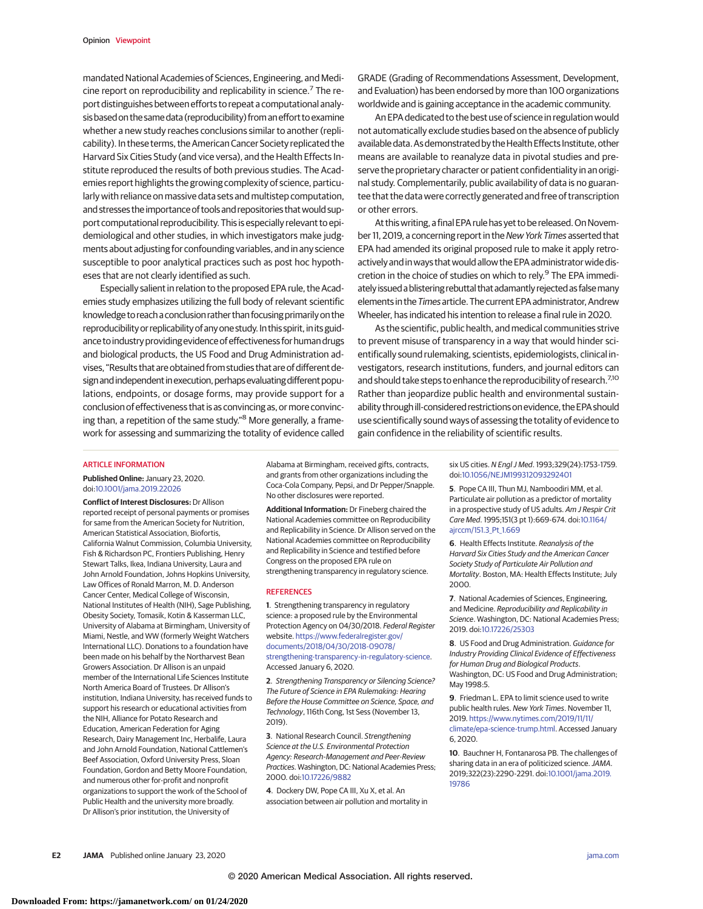mandated National Academies of Sciences, Engineering, and Medicine report on reproducibility and replicability in science.[7] The report distinguishes between efforts to repeat a computational analysis based on the same data (reproducibility) from an effort to examine whether a new study reaches conclusions similar to another (replicability). In these terms, the American Cancer Society replicated the Harvard Six Cities Study (and vice versa), and the Health Effects Institute reproduced the results of both previous studies. The Academies report highlights the growing complexity of science, particularly with reliance on massive data sets and multistep computation, and stresses the importance of tools and repositories that would support computational reproducibility. This is especially relevant to epidemiological and other studies, in which investigators make judgments about adjusting for confounding variables, and in any science susceptible to poor analytical practices such as post hoc hypotheses that are not clearly identified as such.

Especially salient in relation to the proposed EPA rule, the Academies study emphasizes utilizing the full body of relevant scientific knowledge to reach a conclusion rather than focusing primarily on the reproducibility or replicability of any one study. In this spirit, in its guidance to industry providing evidence of effectiveness for human drugs and biological products, the US Food and Drug Administration advises, "Results that are obtained from studies that are of different design and independent in execution, perhaps evaluating different populations, endpoints, or dosage forms, may provide support for a conclusion of effectiveness that is as convincing as, or more convincing than, a repetition of the same study."[8] More generally, a framework for assessing and summarizing the totality of evidence called GRADE (Grading of Recommendations Assessment, Development, and Evaluation) has been endorsed by more than 100 organizations worldwide and is gaining acceptance in the academic community.

An EPA dedicated to the best use of science in regulation would not automatically exclude studies based on the absence of publicly available data. As demonstrated by the Health Effects Institute, other means are available to reanalyze data in pivotal studies and preserve the proprietary character or patient confidentiality in an original study. Complementarily, public availability of data is no guarantee that the data were correctly generated and free of transcription or other errors.

At this writing, a final EPA rule has yet to be released. On November 11, 2019, a concerning report in the *New York Times* asserted that EPA had amended its original proposed rule to make it apply retroactively and in ways that would allow the EPA administrator wide discretion in the choice of studies on which to rely.[9] The EPA immediately issued a blistering rebuttal that adamantly rejected as false many elements in the *Times* article. The current EPA administrator, Andrew Wheeler, has indicated his intention to release a final rule in 2020.

As the scientific, public health, and medical communities strive to prevent misuse of transparency in a way that would hinder scientifically sound rulemaking, scientists, epidemiologists, clinical investigators, research institutions, funders, and journal editors can and should take steps to enhance the reproducibility of research.[7,10] Rather than jeopardize public health and environmental sustainability through ill-considered restrictions on evidence, the EPA should use scientifically sound ways of assessing the totality of evidence to gain confidence in the reliability of scientific results.

## ARTICLE INFORMATION

**Published Online:** January 23, 2020. doi:10.1001/jama.2019.22026

**Conflict of Interest Disclosures:** Dr Allison reported receipt of personal payments or promises for same from the American Society for Nutrition, American Statistical Association, Biofortis, California Walnut Commission, Columbia University, Fish & Richardson PC, Frontiers Publishing, Henry Stewart Talks, Ikea, Indiana University, Laura and John Arnold Foundation, Johns Hopkins University, Law Offices of Ronald Marron, M. D. Anderson Cancer Center, Medical College of Wisconsin, National Institutes of Health (NIH), Sage Publishing, Obesity Society, Tomasik, Kotin & Kasserman LLC, University of Alabama at Birmingham, University of Miami, Nestle, and WW (formerly Weight Watchers International LLC). Donations to a foundation have been made on his behalf by the Northarvest Bean Growers Association. Dr Allison is an unpaid member of the International Life Sciences Institute North America Board of Trustees. Dr Allison's institution, Indiana University, has received funds to support his research or educational activities from the NIH, Alliance for Potato Research and Education, American Federation for Aging Research, Dairy Management Inc, Herbalife, Laura and John Arnold Foundation, National Cattlemen's Beef Association, Oxford University Press, Sloan Foundation, Gordon and Betty Moore Foundation, and numerous other for-profit and nonprofit organizations to support the work of the School of Public Health and the university more broadly. Dr Allison's prior institution, the University of Alabama at Birmingham, received gifts, contracts, and grants from other organizations including the Coca-Cola Company, Pepsi, and Dr Pepper/Snapple. No other disclosures were reported.

**Additional Information:** Dr Fineberg chaired the National Academies committee on Reproducibility and Replicability in Science. Dr Allison served on the National Academies committee on Reproducibility and Replicability in Science and testified before Congress on the proposed EPA rule on strengthening transparency in regulatory science.

## REFERENCES

1. Strengthening transparency in regulatory science: a proposed rule by the Environmental Protection Agency on 04/30/2018. *Federal Register* website. https://www.federalregister.gov/documents/2018/04/30/2018-09078/strengthening-transparency-in-regulatory-science. Accessed January 6, 2020.

2. *Strengthening Transparency or Silencing Science? The Future of Science in EPA Rulemaking: Hearing Before the House Committee on Science, Space, and Technology*, 116th Cong, 1st Sess (November 13, 2019).

3. National Research Council. *Strengthening Science at the U.S. Environmental Protection Agency: Research-Management and Peer-Review Practices*. Washington, DC: National Academies Press; 2000. doi:10.17226/9882

4. Dockery DW, Pope CA III, Xu X, et al. An association between air pollution and mortality in six US cities. *N Engl J Med*. 1993;329(24):1753-1759. doi:10.1056/NEJM199312093292401

5. Pope CA III, Thun MJ, Namboodiri MM, et al. Particulate air pollution as a predictor of mortality in a prospective study of US adults. *Am J Respir Crit Care Med*. 1995;151(3 pt 1):669-674. doi:10.1164/ajrccm/151.3_Pt_1.669

6. Health Effects Institute. *Reanalysis of the Harvard Six Cities Study and the American Cancer Society Study of Particulate Air Pollution and Mortality*. Boston, MA: Health Effects Institute; July 2000.

7. National Academies of Sciences, Engineering, and Medicine. *Reproducibility and Replicability in Science*. Washington, DC: National Academies Press; 2019. doi:10.17226/25303

8. US Food and Drug Administration. *Guidance for Industry Providing Clinical Evidence of Effectiveness for Human Drug and Biological Products*. Washington, DC: US Food and Drug Administration; May 1998:5.

9. Friedman L. EPA to limit science used to write public health rules. *New York Times*. November 11, 2019. https://www.nytimes.com/2019/11/11/climate/epa-science-trump.html. Accessed January 6, 2020.

10. Bauchner H, Fontanarosa PB. The challenges of sharing data in an era of politicized science. *JAMA*. 2019;322(23):2290-2291. doi:10.1001/jama.2019.19786